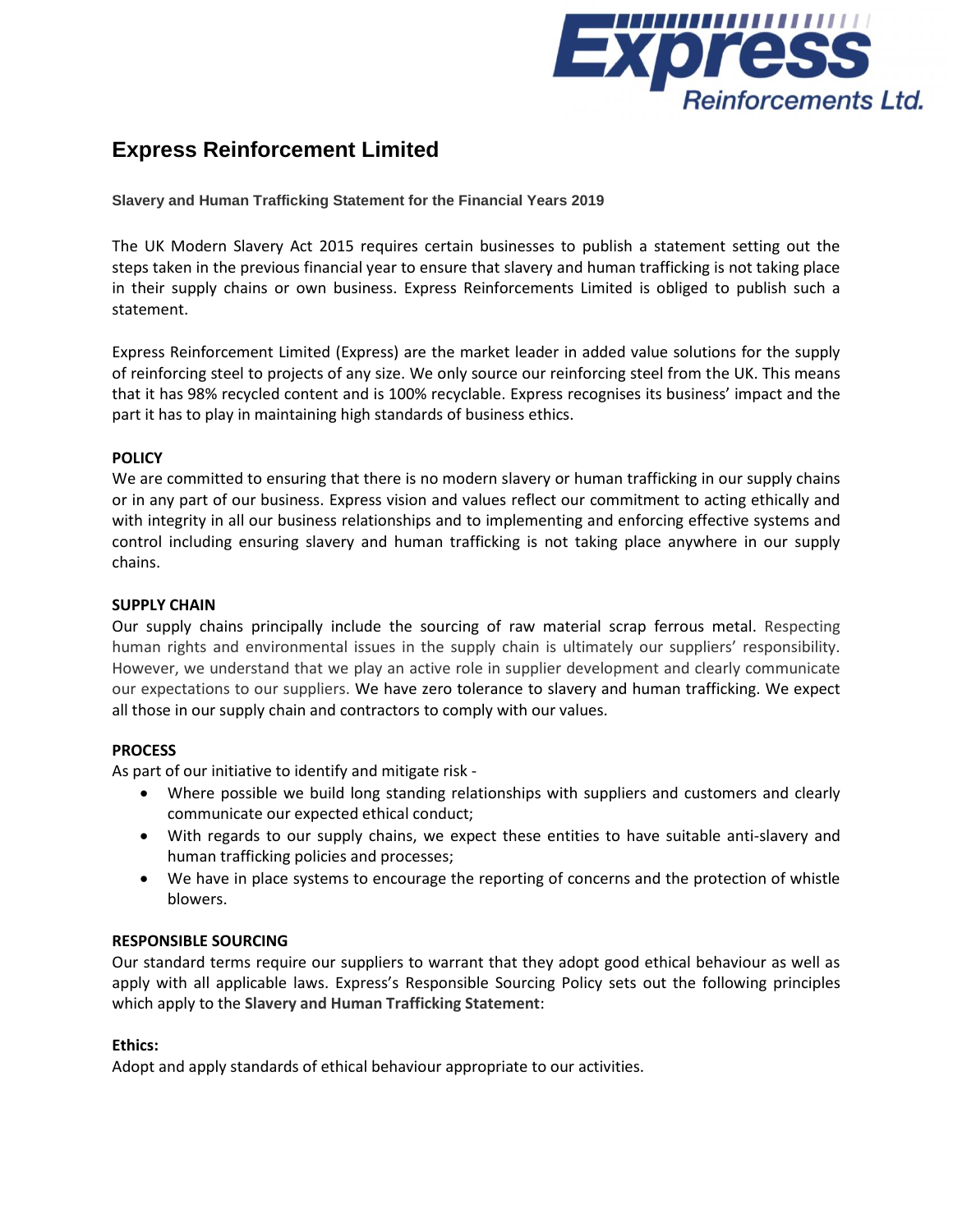# Express Reinforcement Limited

**Slavery and Human Trafficking Statement for the Financial Years 2019**

The UK Modern Slavery Act 2015 requires certain businesses to publish a statement setting out the steps taken in the previous financial year to ensure that slavery and human trafficking is not taking place in their supply chains or own business. Express Reinforcements Limited is obliged to publish such a statement.

Express Reinforcement Limited (Express) are the market leader in added value solutions for the supply of reinforcing steel to projects of any size. We only source our reinforcing steel from the UK. This means that it has 98% recycled content and is 100% recyclable. Express recognises its business' impact and the part it has to play in maintaining high standards of business ethics.

**POLICY**

We are committed to ensuring that there is no modern slavery or human trafficking in our supply chains or in any part of our business. Express vision and values reflect our commitment to acting ethically and with integrity in all our business relationships and to implementing and enforcing effective systems and control including ensuring slavery and human trafficking is not taking place anywhere in our supply chains.

**SUPPLY CHAIN**

Our supply chains principally include the sourcing of raw material scrap ferrous metal. Respecting human rights and environmental issues in the supply chain is ultimately our suppliers' responsibility. However, we understand that we play an active role in supplier development and clearly communicate our expectations to our suppliers. We have zero tolerance to slavery and human trafficking. We expect all those in our supply chain and contractors to comply with our values.

**PROCESS**

As part of our initiative to identify and mitigate risk -

- Where possible we build long standing relationships with suppliers and customers and clearly communicate our expected ethical conduct;
- With regards to our supply chains, we expect these entities to have suitable anti-slavery and human trafficking policies and processes;
- We have in place systems to encourage the reporting of concerns and the protection of whistle blowers.

**RESPONSIBLE SOURCING**

Our standard terms require our suppliers to warrant that they adopt good ethical behaviour as well as apply with all applicable laws. Express's Responsible Sourcing Policy sets out the following principles which apply to the **Slavery and Human Trafficking Statement**:

**Ethics:**

Adopt and apply standards of ethical behaviour appropriate to our activities.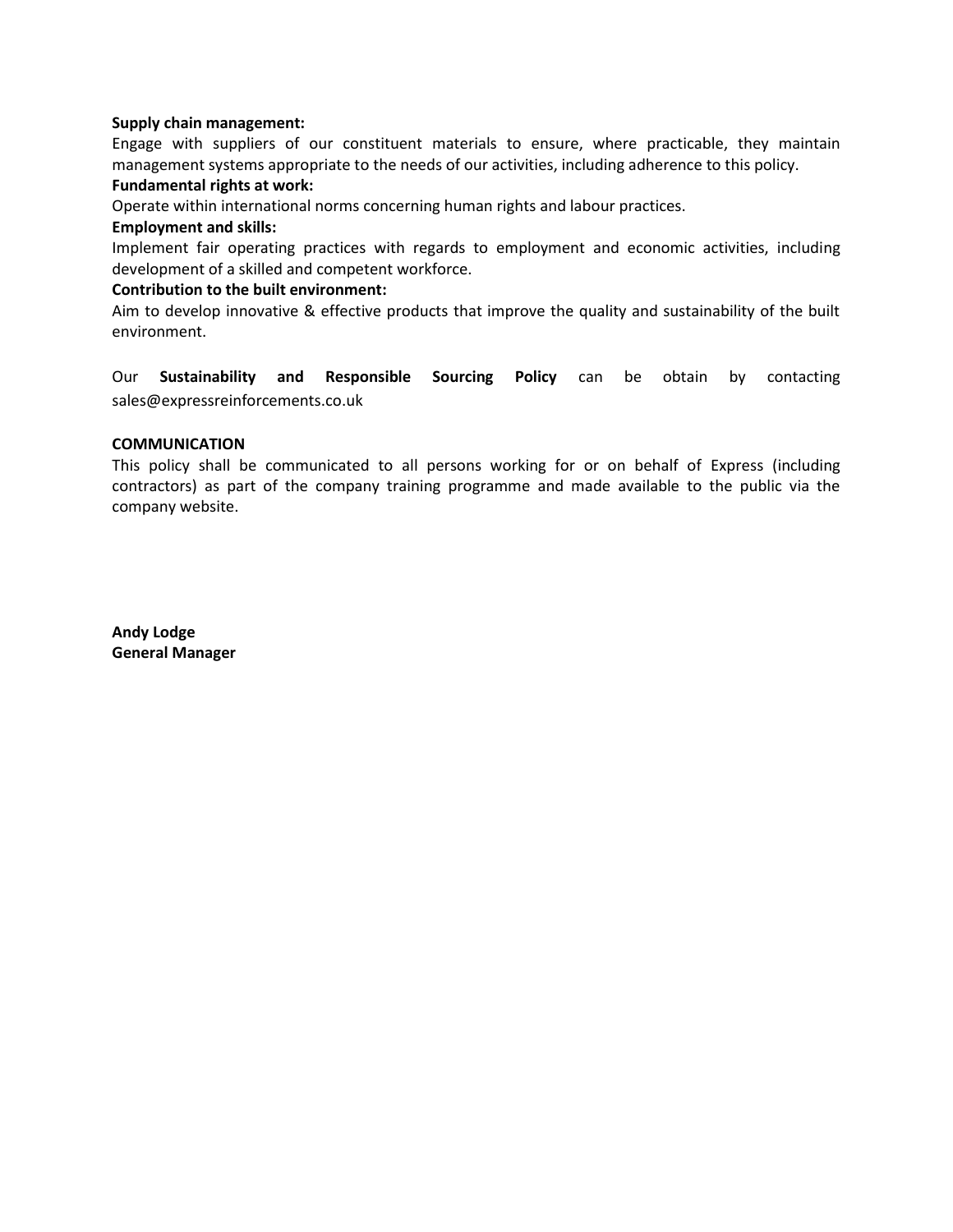**Supply chain management:**
Engage with suppliers of our constituent materials to ensure, where practicable, they maintain management systems appropriate to the needs of our activities, including adherence to this policy.

**Fundamental rights at work:**
Operate within international norms concerning human rights and labour practices.

**Employment and skills:**
Implement fair operating practices with regards to employment and economic activities, including development of a skilled and competent workforce.

**Contribution to the built environment:**
Aim to develop innovative & effective products that improve the quality and sustainability of the built environment.

Our **Sustainability and Responsible Sourcing Policy** can be obtain by contacting sales@expressreinforcements.co.uk

**COMMUNICATION**

This policy shall be communicated to all persons working for or on behalf of Express (including contractors) as part of the company training programme and made available to the public via the company website.

**Andy Lodge**
**General Manager**